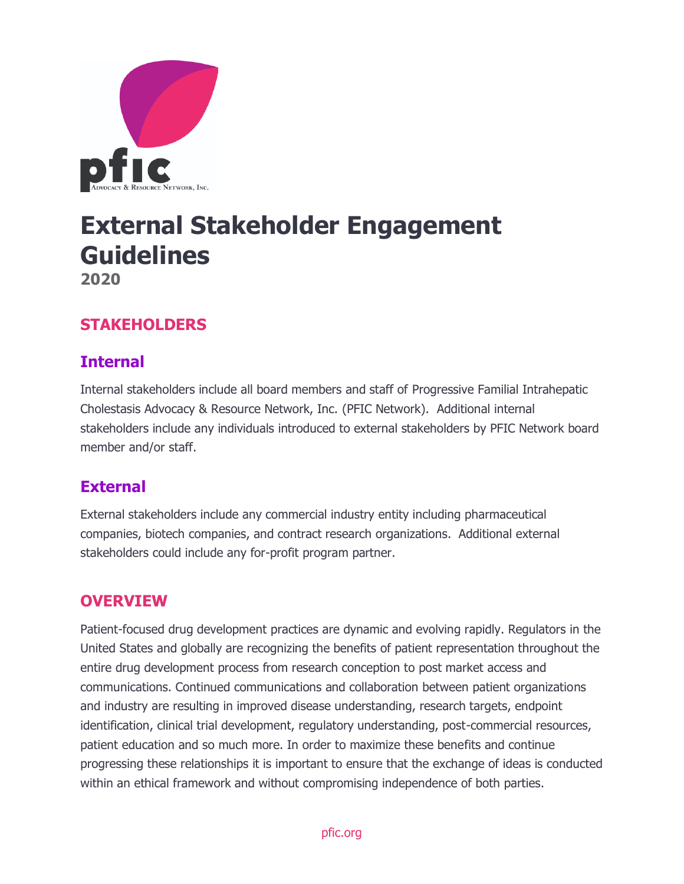pfic

ADVOCACY & RESOURCE NETWORK, INC.

# External Stakeholder Engagement Guidelines

**2020**

## STAKEHOLDERS

### Internal

Internal stakeholders include all board members and staff of Progressive Familial Intrahepatic Cholestasis Advocacy & Resource Network, Inc. (PFIC Network). Additional internal stakeholders include any individuals introduced to external stakeholders by PFIC Network board member and/or staff.

### External

External stakeholders include any commercial industry entity including pharmaceutical companies, biotech companies, and contract research organizations. Additional external stakeholders could include any for-profit program partner.

## OVERVIEW

Patient-focused drug development practices are dynamic and evolving rapidly. Regulators in the United States and globally are recognizing the benefits of patient representation throughout the entire drug development process from research conception to post market access and communications. Continued communications and collaboration between patient organizations and industry are resulting in improved disease understanding, research targets, endpoint identification, clinical trial development, regulatory understanding, post-commercial resources, patient education and so much more. In order to maximize these benefits and continue progressing these relationships it is important to ensure that the exchange of ideas is conducted within an ethical framework and without compromising independence of both parties.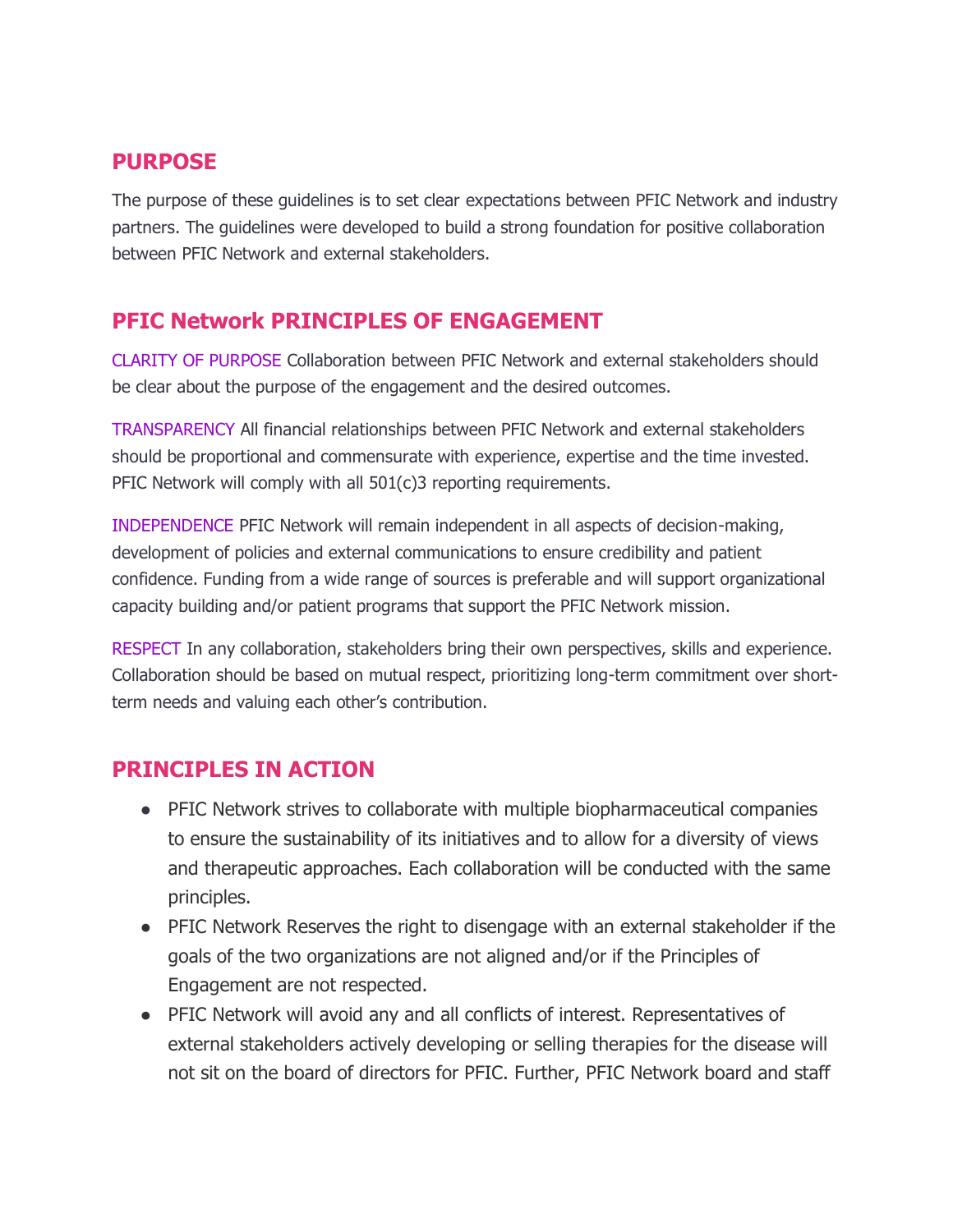## PURPOSE

The purpose of these guidelines is to set clear expectations between PFIC Network and industry partners. The guidelines were developed to build a strong foundation for positive collaboration between PFIC Network and external stakeholders.

## PFIC Network PRINCIPLES OF ENGAGEMENT

CLARITY OF PURPOSE Collaboration between PFIC Network and external stakeholders should be clear about the purpose of the engagement and the desired outcomes.

TRANSPARENCY All financial relationships between PFIC Network and external stakeholders should be proportional and commensurate with experience, expertise and the time invested. PFIC Network will comply with all 501(c)3 reporting requirements.

INDEPENDENCE PFIC Network will remain independent in all aspects of decision-making, development of policies and external communications to ensure credibility and patient confidence. Funding from a wide range of sources is preferable and will support organizational capacity building and/or patient programs that support the PFIC Network mission.

RESPECT In any collaboration, stakeholders bring their own perspectives, skills and experience. Collaboration should be based on mutual respect, prioritizing long-term commitment over short-term needs and valuing each other's contribution.

## PRINCIPLES IN ACTION

- PFIC Network strives to collaborate with multiple biopharmaceutical companies to ensure the sustainability of its initiatives and to allow for a diversity of views and therapeutic approaches. Each collaboration will be conducted with the same principles.
- PFIC Network Reserves the right to disengage with an external stakeholder if the goals of the two organizations are not aligned and/or if the Principles of Engagement are not respected.
- PFIC Network will avoid any and all conflicts of interest. Representatives of external stakeholders actively developing or selling therapies for the disease will not sit on the board of directors for PFIC. Further, PFIC Network board and staff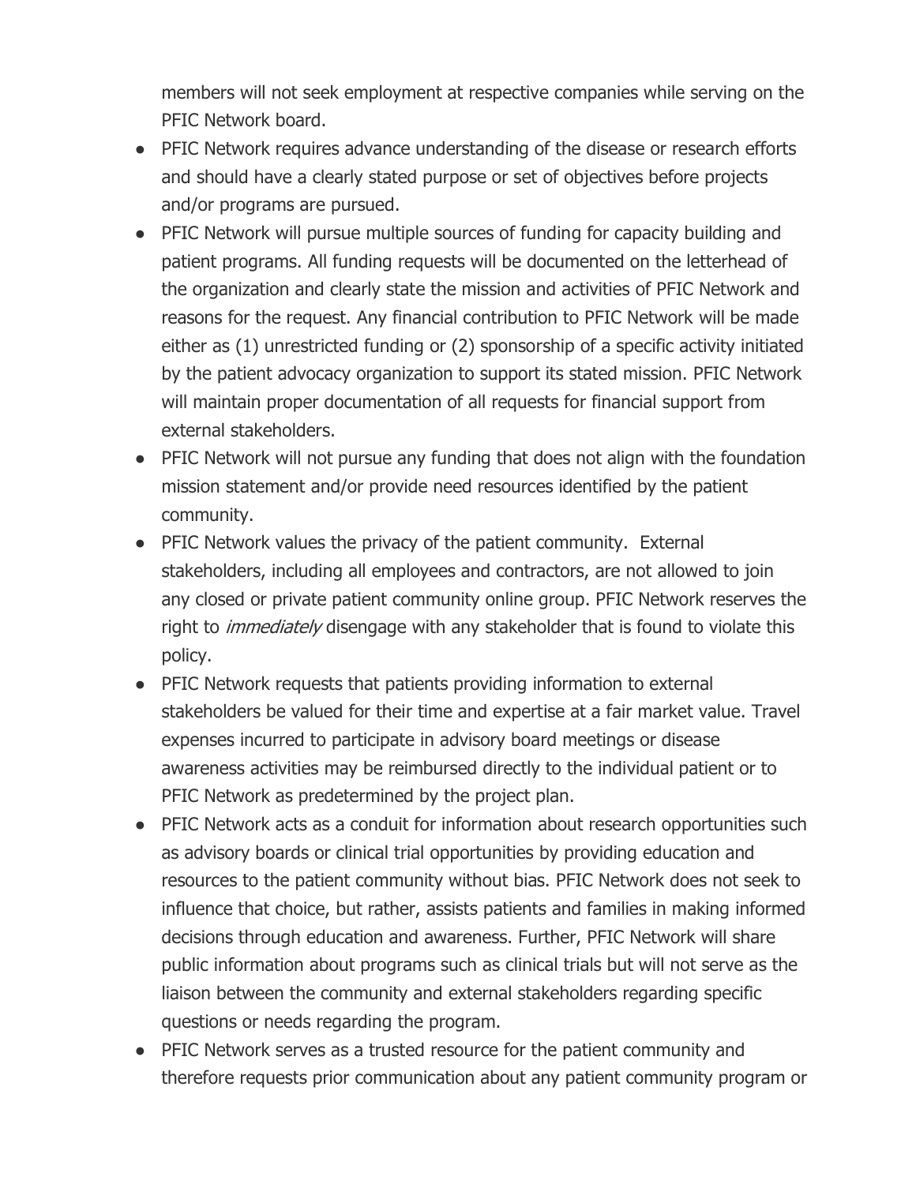members will not seek employment at respective companies while serving on the PFIC Network board.

- PFIC Network requires advance understanding of the disease or research efforts and should have a clearly stated purpose or set of objectives before projects and/or programs are pursued.
- PFIC Network will pursue multiple sources of funding for capacity building and patient programs. All funding requests will be documented on the letterhead of the organization and clearly state the mission and activities of PFIC Network and reasons for the request. Any financial contribution to PFIC Network will be made either as (1) unrestricted funding or (2) sponsorship of a specific activity initiated by the patient advocacy organization to support its stated mission. PFIC Network will maintain proper documentation of all requests for financial support from external stakeholders.
- PFIC Network will not pursue any funding that does not align with the foundation mission statement and/or provide need resources identified by the patient community.
- PFIC Network values the privacy of the patient community. External stakeholders, including all employees and contractors, are not allowed to join any closed or private patient community online group. PFIC Network reserves the right to *immediately* disengage with any stakeholder that is found to violate this policy.
- PFIC Network requests that patients providing information to external stakeholders be valued for their time and expertise at a fair market value. Travel expenses incurred to participate in advisory board meetings or disease awareness activities may be reimbursed directly to the individual patient or to PFIC Network as predetermined by the project plan.
- PFIC Network acts as a conduit for information about research opportunities such as advisory boards or clinical trial opportunities by providing education and resources to the patient community without bias. PFIC Network does not seek to influence that choice, but rather, assists patients and families in making informed decisions through education and awareness. Further, PFIC Network will share public information about programs such as clinical trials but will not serve as the liaison between the community and external stakeholders regarding specific questions or needs regarding the program.
- PFIC Network serves as a trusted resource for the patient community and therefore requests prior communication about any patient community program or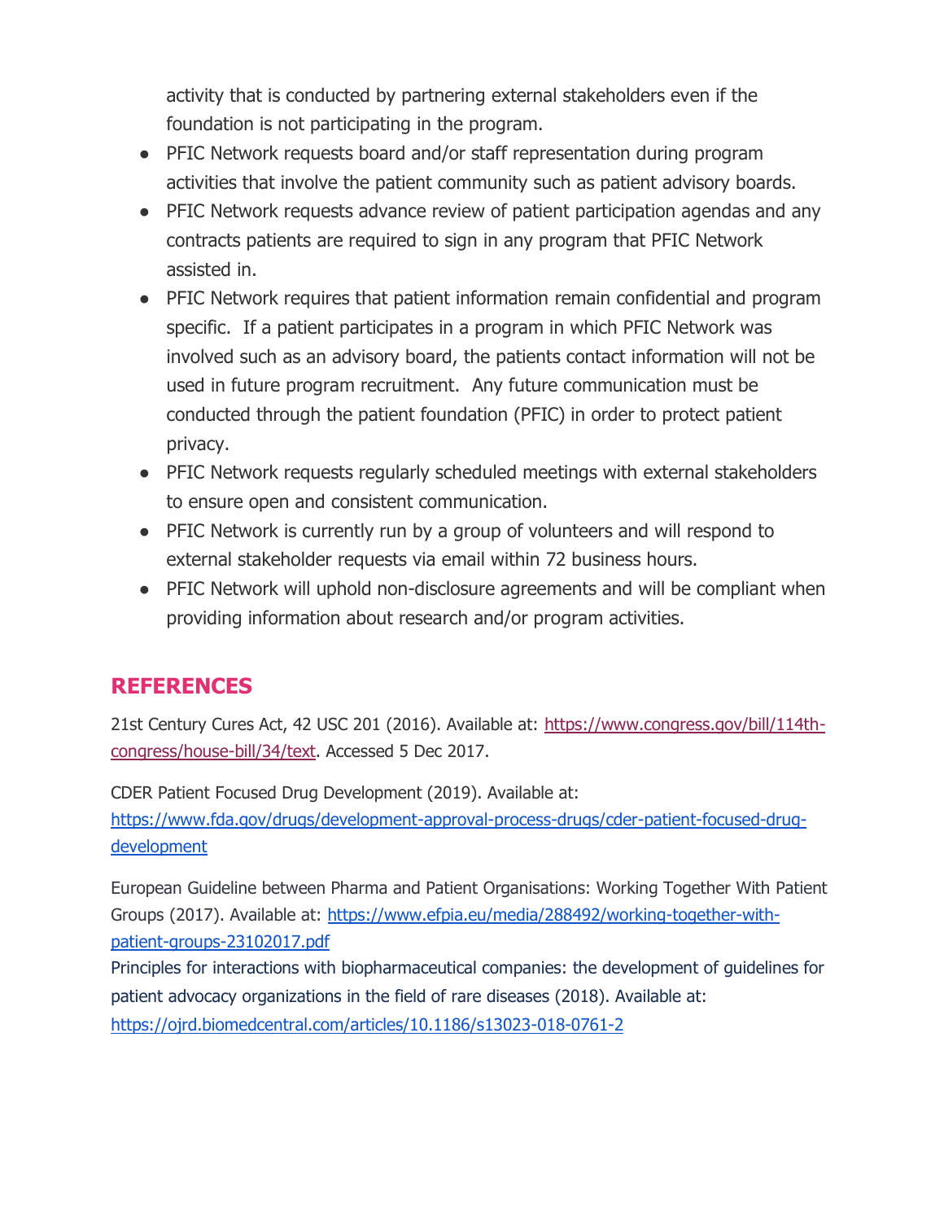activity that is conducted by partnering external stakeholders even if the foundation is not participating in the program.

- PFIC Network requests board and/or staff representation during program activities that involve the patient community such as patient advisory boards.
- PFIC Network requests advance review of patient participation agendas and any contracts patients are required to sign in any program that PFIC Network assisted in.
- PFIC Network requires that patient information remain confidential and program specific. If a patient participates in a program in which PFIC Network was involved such as an advisory board, the patients contact information will not be used in future program recruitment. Any future communication must be conducted through the patient foundation (PFIC) in order to protect patient privacy.
- PFIC Network requests regularly scheduled meetings with external stakeholders to ensure open and consistent communication.
- PFIC Network is currently run by a group of volunteers and will respond to external stakeholder requests via email within 72 business hours.
- PFIC Network will uphold non-disclosure agreements and will be compliant when providing information about research and/or program activities.

## REFERENCES

21st Century Cures Act, 42 USC 201 (2016). Available at: [https://www.congress.gov/bill/114th-congress/house-bill/34/text](https://www.congress.gov/bill/114th-congress/house-bill/34/text). Accessed 5 Dec 2017.

CDER Patient Focused Drug Development (2019). Available at: [https://www.fda.gov/drugs/development-approval-process-drugs/cder-patient-focused-drug-development](https://www.fda.gov/drugs/development-approval-process-drugs/cder-patient-focused-drug-development)

European Guideline between Pharma and Patient Organisations: Working Together With Patient Groups (2017). Available at: [https://www.efpia.eu/media/288492/working-together-with-patient-groups-23102017.pdf](https://www.efpia.eu/media/288492/working-together-with-patient-groups-23102017.pdf)

Principles for interactions with biopharmaceutical companies: the development of guidelines for patient advocacy organizations in the field of rare diseases (2018). Available at: [https://ojrd.biomedcentral.com/articles/10.1186/s13023-018-0761-2](https://ojrd.biomedcentral.com/articles/10.1186/s13023-018-0761-2)